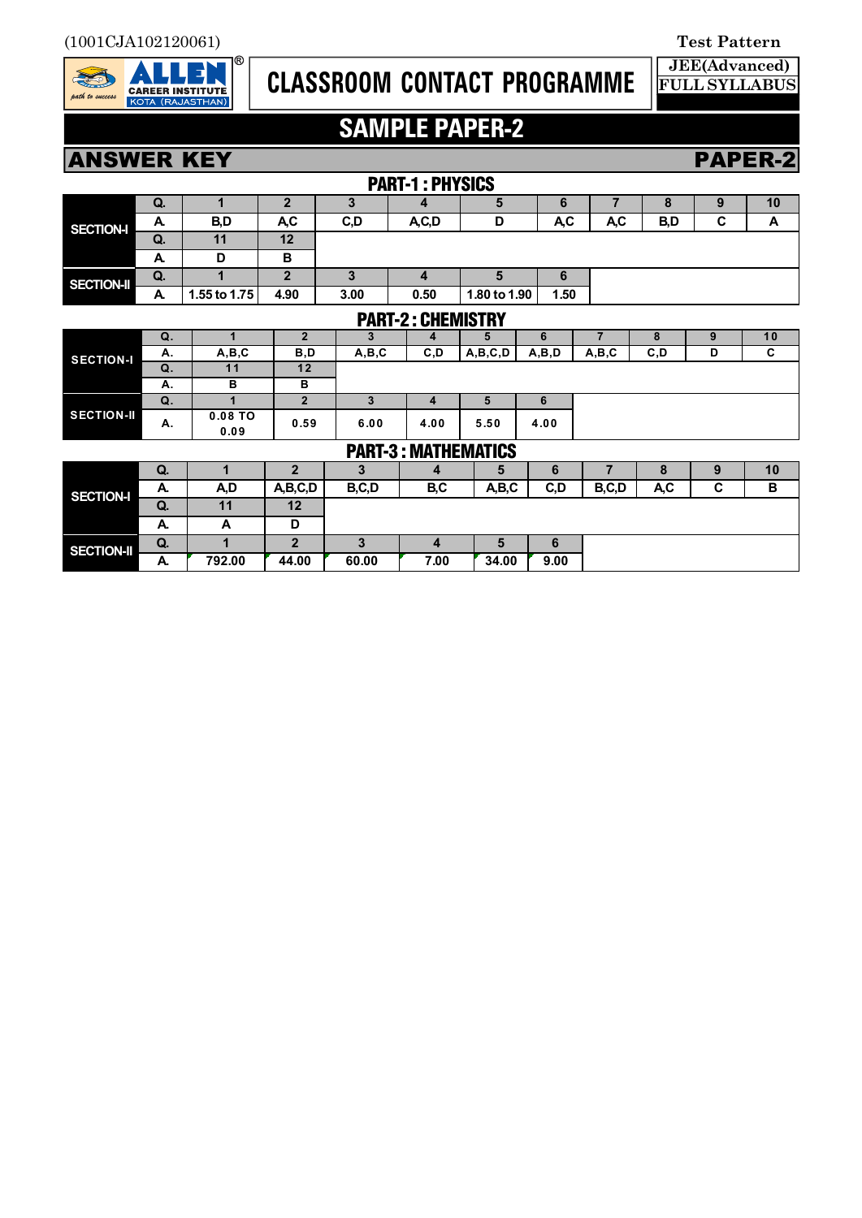(1001CJA102120061)

**Test Pattern**

**ALLEN CAREER INSTITUTE KOTA (RAJASTHAN)** — *path to success*

# CLASSROOM CONTACT PROGRAMME

**JEE(Advanced) FULL SYLLABUS**

# SAMPLE PAPER-2

## ANSWER KEY — PAPER-2

### PART-1 : PHYSICS

| | Q. | 1 | 2 | 3 | 4 | 5 | 6 | 7 | 8 | 9 | 10 |
|---|---|---|---|---|---|---|---|---|---|---|---|
| SECTION-I | A. | B,D | A,C | C,D | A,C,D | D | A,C | A,C | B,D | C | A |
| | Q. | 11 | 12 | | | | | | | | |
| | A. | D | B | | | | | | | | |
| SECTION-II | Q. | 1 | 2 | 3 | 4 | 5 | 6 | | | | |
| | A. | 1.55 to 1.75 | 4.90 | 3.00 | 0.50 | 1.80 to 1.90 | 1.50 | | | | |

### PART-2 : CHEMISTRY

| | Q. | 1 | 2 | 3 | 4 | 5 | 6 | 7 | 8 | 9 | 10 |
|---|---|---|---|---|---|---|---|---|---|---|---|
| SECTION-I | A. | A,B,C | B,D | A,B,C | C,D | A,B,C,D | A,B,D | A,B,C | C,D | D | C |
| | Q. | 11 | 12 | | | | | | | | |
| | A. | B | B | | | | | | | | |
| SECTION-II | Q. | 1 | 2 | 3 | 4 | 5 | 6 | | | | |
| | A. | 0.08 TO 0.09 | 0.59 | 6.00 | 4.00 | 5.50 | 4.00 | | | | |

### PART-3 : MATHEMATICS

| | Q. | 1 | 2 | 3 | 4 | 5 | 6 | 7 | 8 | 9 | 10 |
|---|---|---|---|---|---|---|---|---|---|---|---|
| SECTION-I | A. | A,D | A,B,C,D | B,C,D | B,C | A,B,C | C,D | B,C,D | A,C | C | B |
| | Q. | 11 | 12 | | | | | | | | |
| | A. | A | D | | | | | | | | |
| SECTION-II | Q. | 1 | 2 | 3 | 4 | 5 | 6 | | | | |
| | A. | 792.00 | 44.00 | 60.00 | 7.00 | 34.00 | 9.00 | | | | |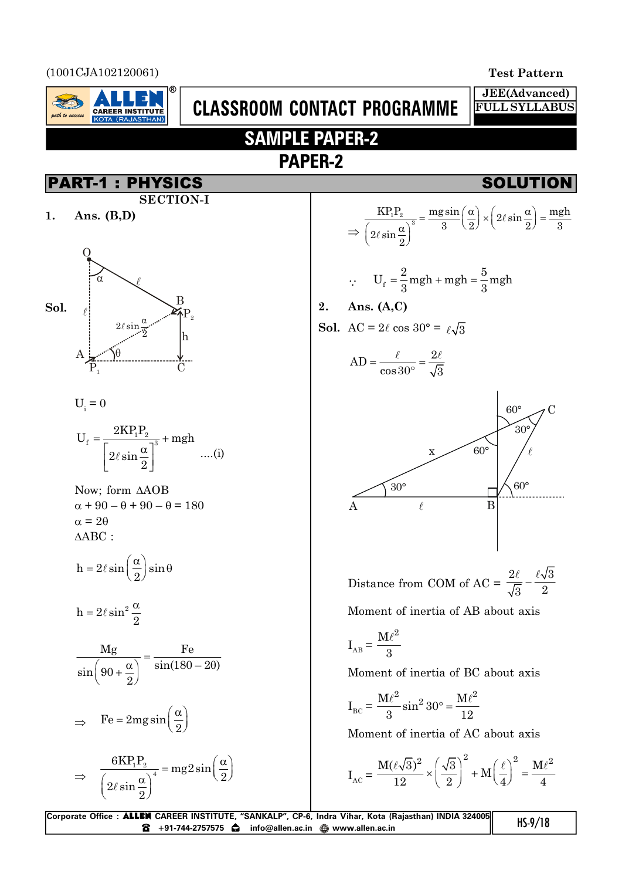(1001CJA102120061)

**Test Pattern**

**JEE(Advanced) FULL SYLLABUS**

# CLASSROOM CONTACT PROGRAMME

## SAMPLE PAPER-2

## PAPER-2

## PART-1 : PHYSICS — SOLUTION

### SECTION-I

**1. Ans. (B,D)**

**Sol.**

$U_i = 0$

$$U_f = \frac{2KP_1P_2}{\left[2\ell\sin\frac{\alpha}{2}\right]^3} + mgh \quad ....(i)$$

Now; form $\Delta AOB$

$\alpha + 90 - \theta + 90 - \theta = 180$

$\alpha = 2\theta$

$\Delta ABC$ :

$$h = 2\ell\sin\left(\frac{\alpha}{2}\right)\sin\theta$$

$$h = 2\ell\sin^2\frac{\alpha}{2}$$

$$\frac{Mg}{\sin\left(90+\frac{\alpha}{2}\right)} = \frac{Fe}{\sin(180-2\theta)}$$

$$\Rightarrow \quad Fe = 2mg\sin\left(\frac{\alpha}{2}\right)$$

$$\Rightarrow \quad \frac{6KP_1P_2}{\left(2\ell\sin\frac{\alpha}{2}\right)^4} = mg2\sin\left(\frac{\alpha}{2}\right)$$

$$\Rightarrow \quad \frac{KP_1P_2}{\left(2\ell\sin\frac{\alpha}{2}\right)^3} = \frac{mg\sin\left(\frac{\alpha}{2}\right)}{3}\times\left(2\ell\sin\frac{\alpha}{2}\right) = \frac{mgh}{3}$$

$$\therefore \quad U_f = \frac{2}{3}mgh + mgh = \frac{5}{3}mgh$$

**2. Ans. (A,C)**

**Sol.** $AC = 2\ell\cos 30° = \ell\sqrt{3}$

$$AD = \frac{\ell}{\cos 30°} = \frac{2\ell}{\sqrt{3}}$$

Distance from COM of AC $= \dfrac{2\ell}{\sqrt{3}} - \dfrac{\ell\sqrt{3}}{2}$

Moment of inertia of AB about axis

$$I_{AB} = \frac{M\ell^2}{3}$$

Moment of inertia of BC about axis

$$I_{BC} = \frac{M\ell^2}{3}\sin^2 30° = \frac{M\ell^2}{12}$$

Moment of inertia of AC about axis

$$I_{AC} = \frac{M(\ell\sqrt{3})^2}{12}\times\left(\frac{\sqrt{3}}{2}\right)^2 + M\left(\frac{\ell}{4}\right)^2 = \frac{M\ell^2}{4}$$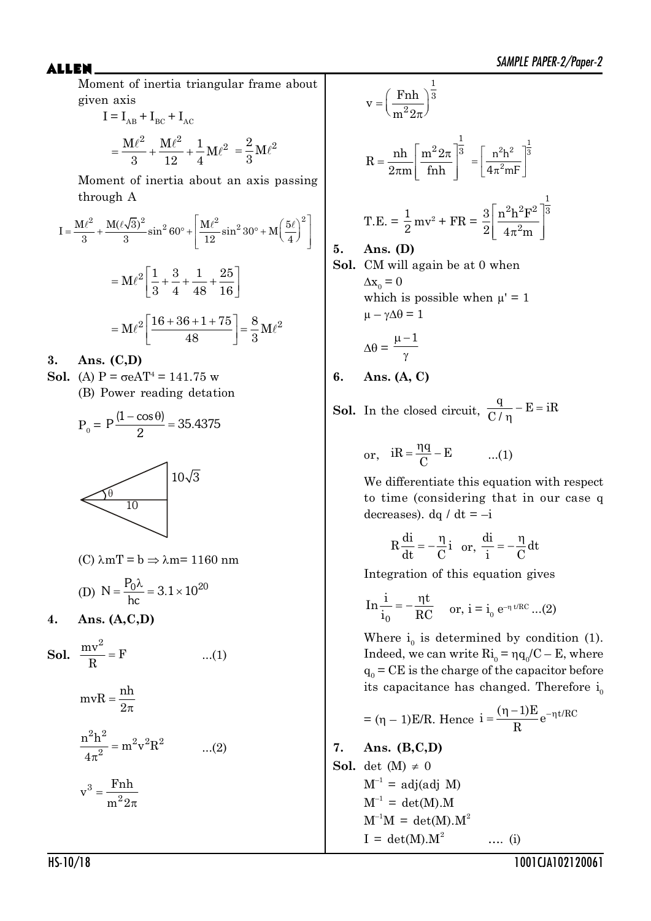Moment of inertia triangular frame about given axis

$$I = I_{AB} + I_{BC} + I_{AC}$$

$$= \frac{M\ell^2}{3} + \frac{M\ell^2}{12} + \frac{1}{4}M\ell^2 = \frac{2}{3}M\ell^2$$

Moment of inertia about an axis passing through A

$$I = \frac{M\ell^2}{3} + \frac{M(\ell\sqrt{3})^2}{3}\sin^2 60° + \left[\frac{M\ell^2}{12}\sin^2 30° + M\left(\frac{5\ell}{4}\right)^2\right]$$

$$= M\ell^2\left[\frac{1}{3} + \frac{3}{4} + \frac{1}{48} + \frac{25}{16}\right]$$

$$= M\ell^2\left[\frac{16+36+1+75}{48}\right] = \frac{8}{3}M\ell^2$$

**3. Ans. (C,D)**

**Sol.** (A) $P = \sigma e A T^4 = 141.75$ w

(B) Power reading detation

$$P_0 = P\frac{(1-\cos\theta)}{2} = 35.4375$$

(Figure: triangle with angle $\theta$, base 10, side $10\sqrt{3}$)

(C) $\lambda m T = b \Rightarrow \lambda m = 1160$ nm

(D) $N = \frac{P_0\lambda}{hc} = 3.1 \times 10^{20}$

**4. Ans. (A,C,D)**

**Sol.** $\frac{mv^2}{R} = F$ ...(1)

$$mvR = \frac{nh}{2\pi}$$

$$\frac{n^2h^2}{4\pi^2} = m^2v^2R^2 \quad ...(2)$$

$$v^3 = \frac{Fnh}{m^2 2\pi}$$

$$v = \left(\frac{Fnh}{m^2 2\pi}\right)^{\frac{1}{3}}$$

$$R = \frac{nh}{2\pi m}\left[\frac{m^2 2\pi}{fnh}\right]^{\frac{1}{3}} = \left[\frac{n^2h^2}{4\pi^2 mF}\right]^{\frac{1}{3}}$$

$$\text{T.E.} = \frac{1}{2}mv^2 + FR = \frac{3}{2}\left[\frac{n^2h^2F^2}{4\pi^2 m}\right]^{\frac{1}{3}}$$

**5. Ans. (D)**

**Sol.** CM will again be at 0 when

$\Delta x_0 = 0$

which is possible when $\mu' = 1$

$\mu - \gamma\Delta\theta = 1$

$$\Delta\theta = \frac{\mu - 1}{\gamma}$$

**6. Ans. (A, C)**

**Sol.** In the closed circuit, $\frac{q}{C/\eta} - E = iR$

or, $iR = \frac{\eta q}{C} - E$ ...(1)

We differentiate this equation with respect to time (considering that in our case q decreases). $dq / dt = -i$

$$R\frac{di}{dt} = -\frac{\eta}{C}i \quad \text{or,} \quad \frac{di}{i} = -\frac{\eta}{C}dt$$

Integration of this equation gives

$$\ln\frac{i}{i_0} = -\frac{\eta t}{RC} \quad \text{or, } i = i_0 e^{-\eta t/RC} \;...(2)$$

Where $i_0$ is determined by condition (1). Indeed, we can write $Ri_0 = \eta q_0/C - E$, where $q_0 = CE$ is the charge of the capacitor before its capacitance has changed. Therefore $i_0$ $= (\eta - 1)E/R$. Hence $i = \frac{(\eta-1)E}{R}e^{-\eta t/RC}$

**7. Ans. (B,C,D)**

**Sol.** $\det(M) \neq 0$

$M^{-1} = \text{adj}(\text{adj } M)$

$M^{-1} = \det(M).M$

$M^{-1}M = \det(M).M^2$

$I = \det(M).M^2$ .... (i)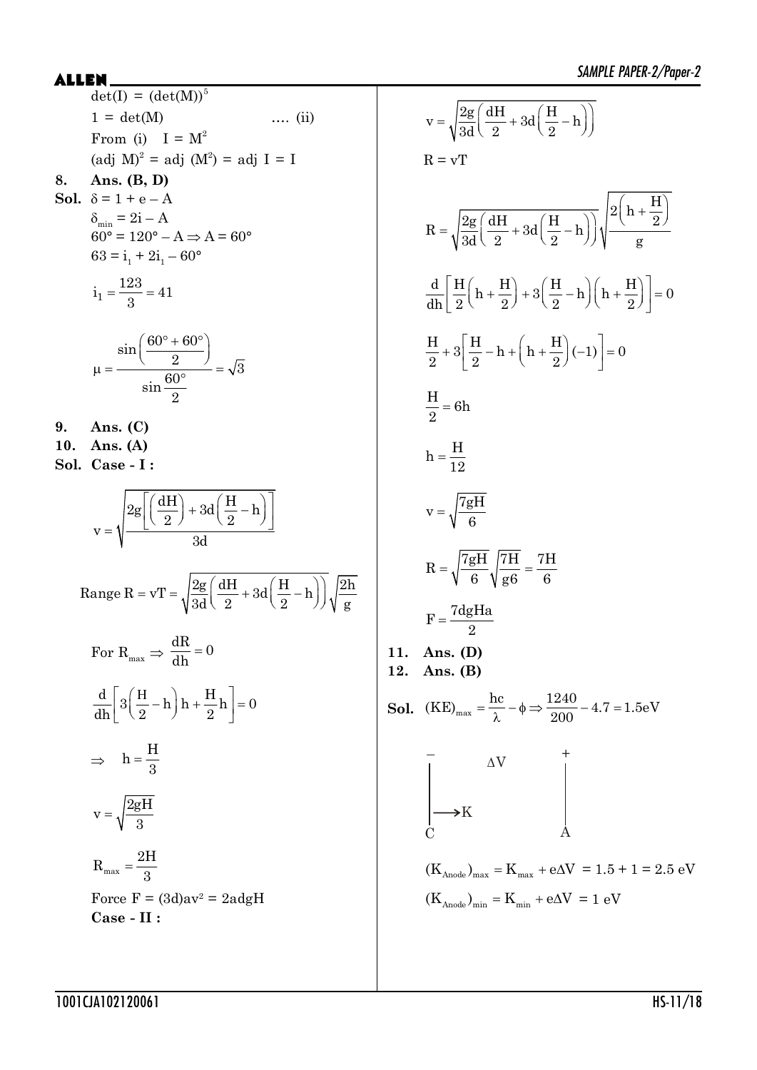$\det(I) = (\det(M))^5$

$1 = \det(M)$ .... (ii)

From (i) $I = M^2$

$(\text{adj } M)^2 = \text{adj } (M^2) = \text{adj } I = I$

**8. Ans. (B, D)**

**Sol.** $\delta = 1 + e - A$

$\delta_{min} = 2i - A$

$60° = 120° - A \Rightarrow A = 60°$

$63 = i_1 + 2i_1 - 60°$

$$i_1 = \frac{123}{3} = 41$$

$$\mu = \frac{\sin\left(\frac{60° + 60°}{2}\right)}{\sin\frac{60°}{2}} = \sqrt{3}$$

**9. Ans. (C)**

**10. Ans. (A)**

**Sol. Case - I :**

$$v = \sqrt{\frac{2g\left[\left(\frac{dH}{2}\right) + 3d\left(\frac{H}{2} - h\right)\right]}{3d}}$$

$$\text{Range } R = vT = \sqrt{\frac{2g}{3d}\left(\frac{dH}{2} + 3d\left(\frac{H}{2} - h\right)\right)}\sqrt{\frac{2h}{g}}$$

For $R_{max} \Rightarrow \frac{dR}{dh} = 0$

$$\frac{d}{dh}\left[3\left(\frac{H}{2} - h\right)h + \frac{H}{2}h\right] = 0$$

$$\Rightarrow \quad h = \frac{H}{3}$$

$$v = \sqrt{\frac{2gH}{3}}$$

$$R_{max} = \frac{2H}{3}$$

Force $F = (3d)av^2 = 2adgH$

**Case - II :**

$$v = \sqrt{\frac{2g}{3d}\left(\frac{dH}{2} + 3d\left(\frac{H}{2} - h\right)\right)}$$

$R = vT$

$$R = \sqrt{\frac{2g}{3d}\left(\frac{dH}{2} + 3d\left(\frac{H}{2} - h\right)\right)}\sqrt{\frac{2\left(h + \frac{H}{2}\right)}{g}}$$

$$\frac{d}{dh}\left[\frac{H}{2}\left(h + \frac{H}{2}\right) + 3\left(\frac{H}{2} - h\right)\left(h + \frac{H}{2}\right)\right] = 0$$

$$\frac{H}{2} + 3\left[\frac{H}{2} - h + \left(h + \frac{H}{2}\right)(-1)\right] = 0$$

$$\frac{H}{2} = 6h$$

$$h = \frac{H}{12}$$

$$v = \sqrt{\frac{7gH}{6}}$$

$$R = \sqrt{\frac{7gH}{6}}\sqrt{\frac{7H}{g6}} = \frac{7H}{6}$$

$$F = \frac{7dgHa}{2}$$

**11. Ans. (D)**

**12. Ans. (B)**

**Sol.** $(KE)_{max} = \frac{hc}{\lambda} - \phi \Rightarrow \frac{1240}{200} - 4.7 = 1.5\text{eV}$

$(K_{Anode})_{max} = K_{max} + e\Delta V = 1.5 + 1 = 2.5 \text{ eV}$

$(K_{Anode})_{min} = K_{min} + e\Delta V = 1 \text{ eV}$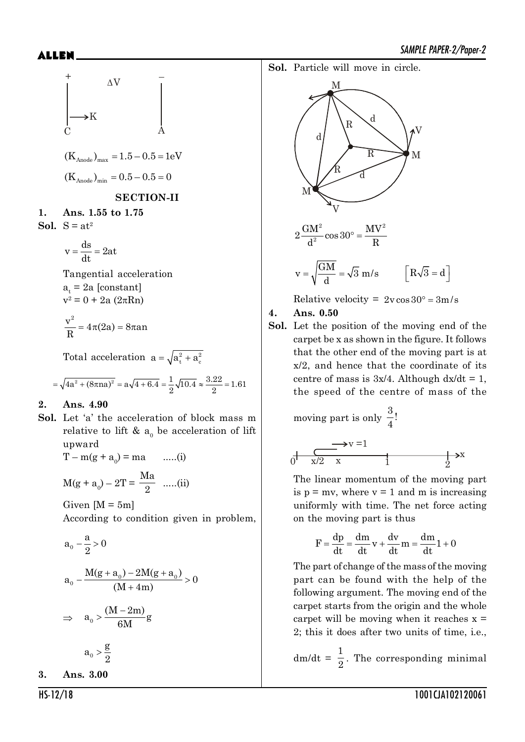$$(K_{Anode})_{max} = 1.5 - 0.5 = 1\text{eV}$$

$$(K_{Anode})_{min} = 0.5 - 0.5 = 0$$

### SECTION-II

**1. Ans. 1.55 to 1.75**

**Sol.** $S = at^2$

$$v = \frac{ds}{dt} = 2at$$

Tangential acceleration

$a_t = 2a$ [constant]

$v^2 = 0 + 2a\,(2\pi Rn)$

$$\frac{v^2}{R} = 4\pi(2a) = 8\pi an$$

Total acceleration $a = \sqrt{a_t^2 + a_c^2}$

$$= \sqrt{4a^2 + (8\pi na)^2} = a\sqrt{4 + 6.4} = \frac{1}{2}\sqrt{10.4} \approx \frac{3.22}{2} = 1.61$$

**2. Ans. 4.90**

**Sol.** Let 'a' the acceleration of block mass m relative to lift & $a_0$ be acceleration of lift upward

$T - m(g + a_0) = ma$ .....(i)

$M(g + a_0) - 2T = \frac{Ma}{2}$ .....(ii)

Given [M = 5m]

According to condition given in problem,

$$a_0 - \frac{a}{2} > 0$$

$$a_0 - \frac{M(g + a_0) - 2M(g + a_0)}{(M + 4m)} > 0$$

$$\Rightarrow \quad a_0 > \frac{(M - 2m)}{6M}g$$

$$a_0 > \frac{g}{2}$$

**3. Ans. 3.00**

**Sol.** Particle will move in circle.

$$2\frac{GM^2}{d^2}\cos 30° = \frac{MV^2}{R}$$

$$v = \sqrt{\frac{GM}{d}} = \sqrt{3}\ \text{m/s} \qquad \left[R\sqrt{3} = d\right]$$

Relative velocity $= 2v\cos 30° = 3\text{m/s}$

**4. Ans. 0.50**

**Sol.** Let the position of the moving end of the carpet be x as shown in the figure. It follows that the other end of the moving part is at x/2, and hence that the coordinate of its centre of mass is 3x/4. Although dx/dt = 1, the speed of the centre of mass of the moving part is only $\frac{3}{4}$!

The linear momentum of the moving part is p = mv, where v = 1 and m is increasing uniformly with time. The net force acting on the moving part is thus

$$F = \frac{dp}{dt} = \frac{dm}{dt}v + \frac{dv}{dt}m = \frac{dm}{dt}1 + 0$$

The part of change of the mass of the moving part can be found with the help of the following argument. The moving end of the carpet starts from the origin and the whole carpet will be moving when it reaches x = 2; this it does after two units of time, i.e., dm/dt = $\frac{1}{2}$. The corresponding minimal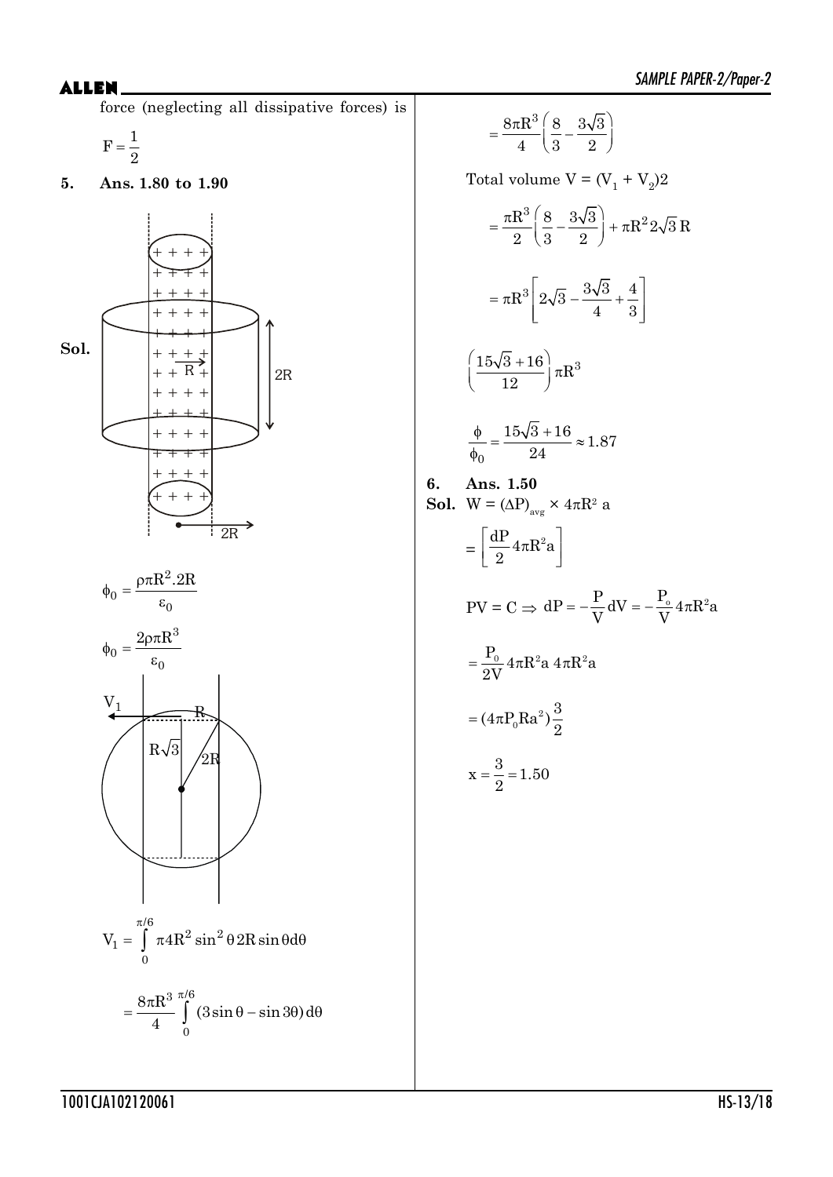force (neglecting all dissipative forces) is

$$F = \frac{1}{2}$$

**5. Ans. 1.80 to 1.90**

**Sol.**

$$\phi_0 = \frac{\rho\pi R^2 . 2R}{\varepsilon_0}$$

$$\phi_0 = \frac{2\rho\pi R^3}{\varepsilon_0}$$

$$V_1 = \int_0^{\pi/6} \pi 4R^2 \sin^2\theta \, 2R\sin\theta d\theta$$

$$= \frac{8\pi R^3}{4}\int_0^{\pi/6}(3\sin\theta - \sin 3\theta)\,d\theta$$

$$= \frac{8\pi R^3}{4}\left(\frac{8}{3} - \frac{3\sqrt{3}}{2}\right)$$

Total volume $V = (V_1 + V_2)2$

$$= \frac{\pi R^3}{2}\left(\frac{8}{3} - \frac{3\sqrt{3}}{2}\right) + \pi R^2 2\sqrt{3}R$$

$$= \pi R^3\left[2\sqrt{3} - \frac{3\sqrt{3}}{4} + \frac{4}{3}\right]$$

$$\left(\frac{15\sqrt{3}+16}{12}\right)\pi R^3$$

$$\frac{\phi}{\phi_0} = \frac{15\sqrt{3}+16}{24} \approx 1.87$$

**6. Ans. 1.50**

**Sol.** $W = (\Delta P)_{avg} \times 4\pi R^2 a$

$$= \left[\frac{dP}{2}4\pi R^2 a\right]$$

$$PV = C \Rightarrow dP = -\frac{P}{V}dV = -\frac{P_o}{V}4\pi R^2 a$$

$$= \frac{P_0}{2V}4\pi R^2 a \; 4\pi R^2 a$$

$$= (4\pi P_0 R a^2)\frac{3}{2}$$

$$x = \frac{3}{2} = 1.50$$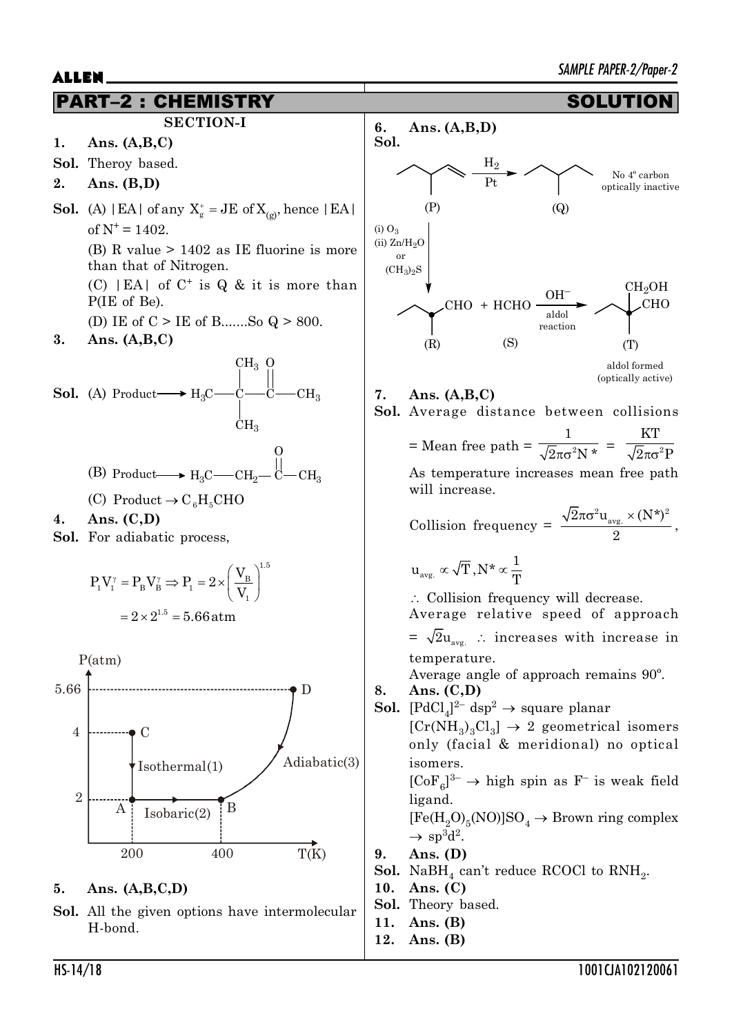# PART–2 : CHEMISTRY SOLUTION

## SECTION-I

**1. Ans. (A,B,C)**

**Sol.** Theroy based.

**2. Ans. (B,D)**

**Sol.** (A) |EA| of any $X_g^+$ = JE of $X_{(g)}$, hence |EA| of $N^+$ = 1402.

(B) R value > 1402 as IE fluorine is more than that of Nitrogen.

(C) |EA| of $C^+$ is Q & it is more than P(IE of Be).

(D) IE of C > IE of B.......So Q > 800.

**3. Ans. (A,B,C)**

**Sol.** (A) Product ⟶ $H_3C—C(CH_3)_2—C(=O)—CH_3$

(B) Product ⟶ $H_3C—CH_2—C(=O)—CH_3$

(C) Product → $C_6H_5CHO$

**4. Ans. (C,D)**

**Sol.** For adiabatic process,

$$P_1V_1^{\gamma} = P_BV_B^{\gamma} \Rightarrow P_1 = 2\times\left(\frac{V_B}{V_1}\right)^{1.5}$$

$$= 2\times 2^{1.5} = 5.66\,\text{atm}$$

P(atm) vs T(K) graph: A (200, 2), C (200, 4), B (400, 2), D (at 5.66); C→A Isothermal(1), A→B Isobaric(2), B→D Adiabatic(3).

**5. Ans. (A,B,C,D)**

**Sol.** All the given options have intermolecular H-bond.

**6. Ans. (A,B,D)**

**Sol.**

(P) $\xrightarrow{H_2/Pt}$ (Q) — No 4° carbon, optically inactive

(P) $\xrightarrow{\text{(i) } O_3 \text{ (ii) } Zn/H_2O \text{ or } (CH_3)_2S}$ (R) CHO + (S) HCHO $\xrightarrow[\text{aldol reaction}]{OH^-}$ (T) [$CH_2OH$, CHO] — aldol formed (optically active)

**7. Ans. (A,B,C)**

**Sol.** Average distance between collisions

$$= \text{Mean free path} = \frac{1}{\sqrt{2}\pi\sigma^2 N^*} = \frac{KT}{\sqrt{2}\pi\sigma^2 P}$$

As temperature increases mean free path will increase.

$$\text{Collision frequency} = \frac{\sqrt{2}\pi\sigma^2 u_{avg.}\times(N^*)^2}{2},$$

$$u_{avg.}\propto\sqrt{T},\ N^*\propto\frac{1}{T}$$

∴ Collision frequency will decrease.

Average relative speed of approach $= \sqrt{2}u_{avg.}$ ∴ increases with increase in temperature.

Average angle of approach remains 90º.

**8. Ans. (C,D)**

**Sol.** $[PdCl_4]^{2-}$ $dsp^2$ → square planar

$[Cr(NH_3)_3Cl_3]$ → 2 geometrical isomers only (facial & meridional) no optical isomers.

$[CoF_6]^{3-}$ → high spin as $F^-$ is weak field ligand.

$[Fe(H_2O)_5(NO)]SO_4$ → Brown ring complex → $sp^3d^2$.

**9. Ans. (D)**

**Sol.** $NaBH_4$ can't reduce RCOCl to $RNH_2$.

**10. Ans. (C)**

**Sol.** Theory based.

**11. Ans. (B)**

**12. Ans. (B)**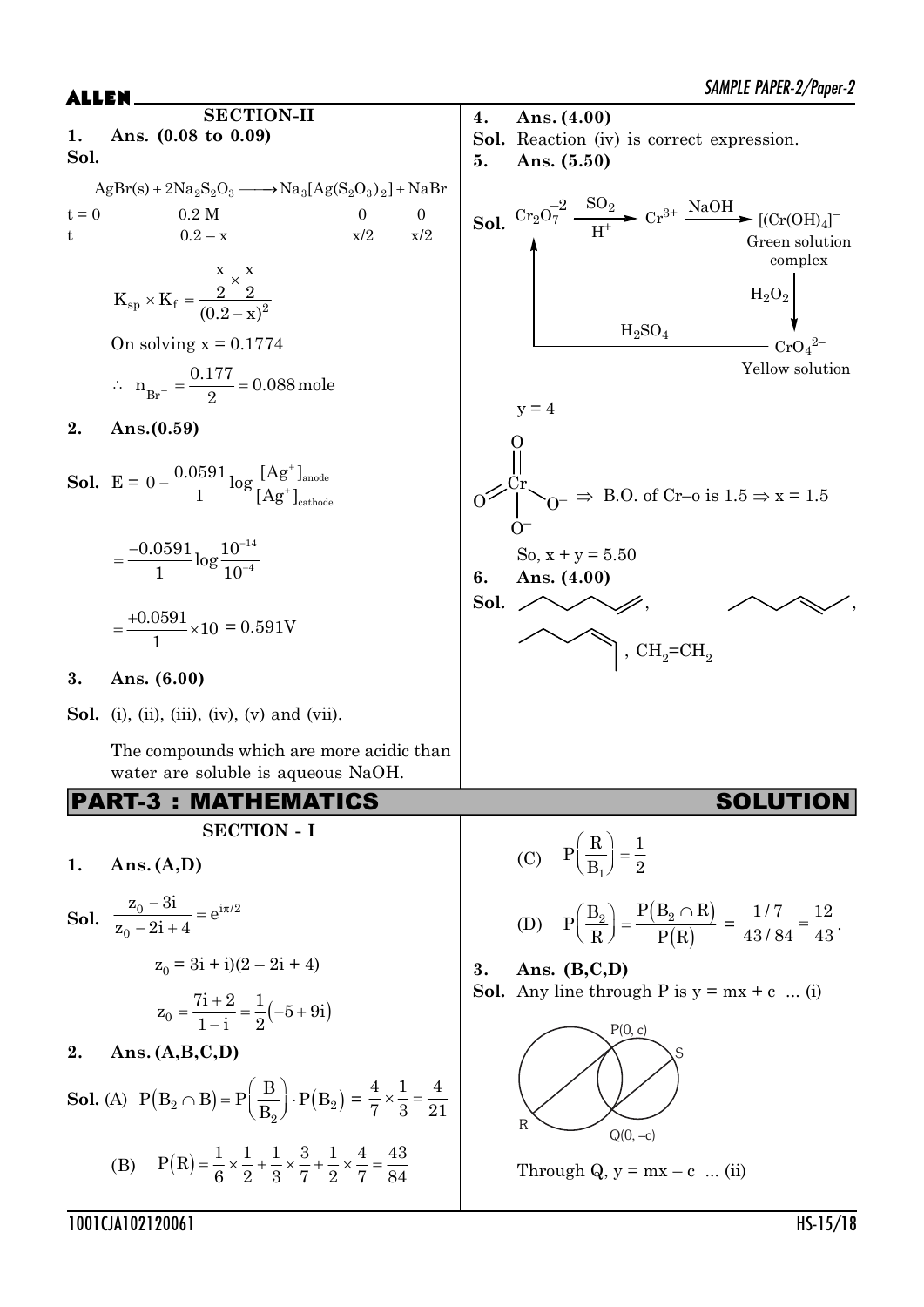## SECTION-II

**1. Ans. (0.08 to 0.09)**

**Sol.**

$$AgBr(s) + 2Na_2S_2O_3 \longrightarrow Na_3[Ag(S_2O_3)_2] + NaBr$$

| | | | | |
|---|---|---|---|---|
| t = 0 | | 0.2 M | 0 | 0 |
| t | | 0.2 – x | x/2 | x/2 |

$$K_{sp} \times K_f = \frac{\frac{x}{2} \times \frac{x}{2}}{(0.2 - x)^2}$$

On solving x = 0.1774

$$\therefore \; n_{Br^-} = \frac{0.177}{2} = 0.088 \text{ mole}$$

**2. Ans.(0.59)**

**Sol.** $E = 0 - \frac{0.0591}{1}\log\frac{[Ag^+]_{anode}}{[Ag^+]_{cathode}}$

$$= \frac{-0.0591}{1}\log\frac{10^{-14}}{10^{-4}}$$

$$= \frac{+0.0591}{1} \times 10 = 0.591V$$

**3. Ans. (6.00)**

**Sol.** (i), (ii), (iii), (iv), (v) and (vii).

The compounds which are more acidic than water are soluble is aqueous NaOH.

**4. Ans. (4.00)**

**Sol.** Reaction (iv) is correct expression.

**5. Ans. (5.50)**

**Sol.** $Cr_2O_7^{-2} \xrightarrow[H^+]{SO_2} Cr^{3+} \xrightarrow{NaOH} [(Cr(OH)_4]^-$ Green solution complex $\xrightarrow{H_2O_2}$ $CrO_4^{2-}$ Yellow solution $\xrightarrow{H_2SO_4}$ $Cr_2O_7^{-2}$

y = 4

(Structure of $CrO_4^{2-}$: Cr with two =O and two $O^-$) $\Rightarrow$ B.O. of Cr–o is 1.5 $\Rightarrow$ x = 1.5

So, x + y = 5.50

**6. Ans. (4.00)**

**Sol.** (1-hexene), (2-hexene, trans), (2-hexene, cis), $CH_2=CH_2$

## PART-3 : MATHEMATICS SOLUTION

### SECTION - I

**1. Ans. (A,D)**

**Sol.** $\frac{z_0 - 3i}{z_0 - 2i + 4} = e^{i\pi/2}$

$$z_0 = 3i + i)(2 - 2i + 4)$$

$$z_0 = \frac{7i + 2}{1 - i} = \frac{1}{2}(-5 + 9i)$$

**2. Ans. (A,B,C,D)**

**Sol.** (A) $P(B_2 \cap B) = P\left(\frac{B}{B_2}\right) \cdot P(B_2) = \frac{4}{7} \times \frac{1}{3} = \frac{4}{21}$

(B) $P(R) = \frac{1}{6} \times \frac{1}{2} + \frac{1}{3} \times \frac{3}{7} + \frac{1}{2} \times \frac{4}{7} = \frac{43}{84}$

(C) $P\left(\frac{R}{B_1}\right) = \frac{1}{2}$

(D) $P\left(\frac{B_2}{R}\right) = \frac{P(B_2 \cap R)}{P(R)} = \frac{1/7}{43/84} = \frac{12}{43}$.

**3. Ans. (B,C,D)**

**Sol.** Any line through P is y = mx + c ... (i)

(Figure: two intersecting circles with points P(0, c), Q(0, –c), R, S and parallel lines)

Through Q, y = mx – c ... (ii)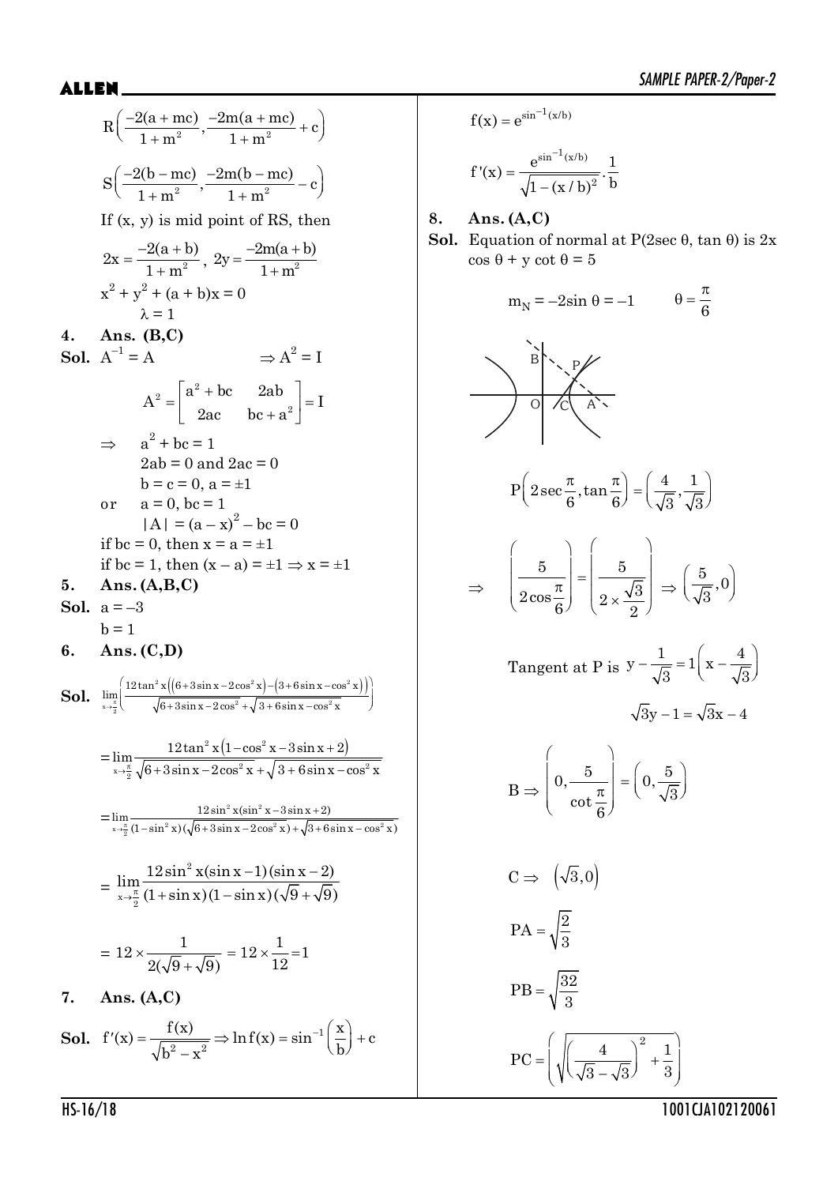$$R\left(\frac{-2(a+mc)}{1+m^2}, \frac{-2m(a+mc)}{1+m^2}+c\right)$$

$$S\left(\frac{-2(b-mc)}{1+m^2}, \frac{-2m(b-mc)}{1+m^2}-c\right)$$

If (x, y) is mid point of RS, then

$$2x = \frac{-2(a+b)}{1+m^2},\ 2y = \frac{-2m(a+b)}{1+m^2}$$

$$x^2 + y^2 + (a+b)x = 0$$

$$\lambda = 1$$

**4. Ans. (B,C)**

**Sol.** $A^{-1} = A \qquad \Rightarrow A^2 = I$

$$A^2 = \begin{bmatrix} a^2+bc & 2ab \\ 2ac & bc+a^2 \end{bmatrix} = I$$

$\Rightarrow \quad a^2 + bc = 1$

$2ab = 0$ and $2ac = 0$

$b = c = 0,\ a = \pm 1$

or $\quad a = 0,\ bc = 1$

$|A| = (a-x)^2 - bc = 0$

if $bc = 0$, then $x = a = \pm 1$

if $bc = 1$, then $(x - a) = \pm 1 \Rightarrow x = \pm 1$

**5. Ans. (A,B,C)**

**Sol.** $a = -3$

$b = 1$

**6. Ans. (C,D)**

**Sol.** $$\lim_{x\to\frac{\pi}{2}}\left(\frac{12\tan^2 x\left(\left(6+3\sin x-2\cos^2 x\right)-\left(3+6\sin x-\cos^2 x\right)\right)}{\sqrt{6+3\sin x-2\cos^2 x}+\sqrt{3+6\sin x-\cos^2 x}}\right)$$

$$=\lim_{x\to\frac{\pi}{2}}\frac{12\tan^2 x\left(1-\cos^2 x-3\sin x+2\right)}{\sqrt{6+3\sin x-2\cos^2 x}+\sqrt{3+6\sin x-\cos^2 x}}$$

$$=\lim_{x\to\frac{\pi}{2}}\frac{12\sin^2 x(\sin^2 x-3\sin x+2)}{(1-\sin^2 x)(\sqrt{6+3\sin x-2\cos^2 x})+\sqrt{3+6\sin x-\cos^2 x})}$$

$$=\lim_{x\to\frac{\pi}{2}}\frac{12\sin^2 x(\sin x-1)(\sin x-2)}{(1+\sin x)(1-\sin x)(\sqrt{9}+\sqrt{9})}$$

$$= 12\times\frac{1}{2(\sqrt{9}+\sqrt{9})} = 12\times\frac{1}{12} = 1$$

**7. Ans. (A,C)**

**Sol.** $f'(x) = \dfrac{f(x)}{\sqrt{b^2-x^2}} \Rightarrow \ln f(x) = \sin^{-1}\left(\dfrac{x}{b}\right) + c$

$$f(x) = e^{\sin^{-1}(x/b)}$$

$$f'(x) = \frac{e^{\sin^{-1}(x/b)}}{\sqrt{1-(x/b)^2}}\cdot\frac{1}{b}$$

**8. Ans. (A,C)**

**Sol.** Equation of normal at $P(2\sec\theta, \tan\theta)$ is $2x\cos\theta + y\cot\theta = 5$

$$m_N = -2\sin\theta = -1 \qquad \theta = \frac{\pi}{6}$$

$$P\left(2\sec\frac{\pi}{6}, \tan\frac{\pi}{6}\right) = \left(\frac{4}{\sqrt{3}}, \frac{1}{\sqrt{3}}\right)$$

$$\Rightarrow \left(\frac{5}{2\cos\frac{\pi}{6}}\right) = \left(\frac{5}{2\times\frac{\sqrt{3}}{2}}\right) \Rightarrow \left(\frac{5}{\sqrt{3}}, 0\right)$$

Tangent at P is $y - \dfrac{1}{\sqrt{3}} = 1\left(x - \dfrac{4}{\sqrt{3}}\right)$

$$\sqrt{3}y - 1 = \sqrt{3}x - 4$$

$$B \Rightarrow \left(0, \frac{5}{\cot\frac{\pi}{6}}\right) = \left(0, \frac{5}{\sqrt{3}}\right)$$

$$C \Rightarrow \left(\sqrt{3}, 0\right)$$

$$PA = \sqrt{\frac{2}{3}}$$

$$PB = \sqrt{\frac{32}{3}}$$

$$PC = \left(\sqrt{\left(\frac{4}{\sqrt{3}-\sqrt{3}}\right)^2 + \frac{1}{3}}\right)$$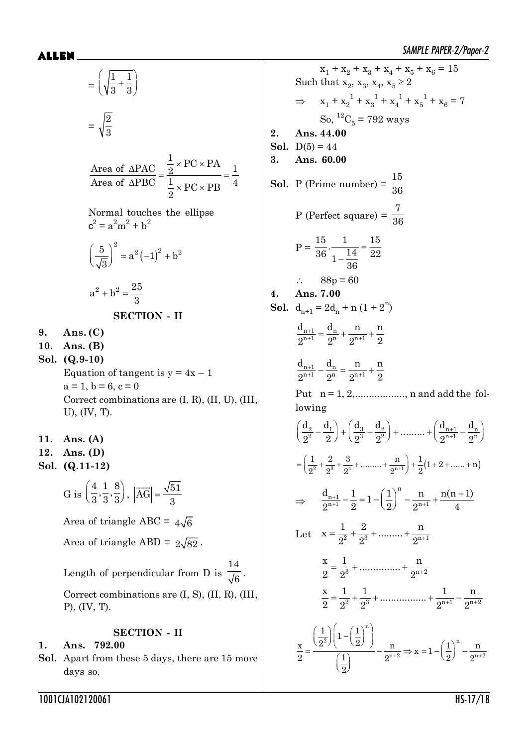$$= \left(\sqrt{\frac{1}{3}+\frac{1}{3}}\right)$$

$$= \sqrt{\frac{2}{3}}$$

$$\frac{\text{Area of } \Delta PAC}{\text{Area of } \Delta PBC} = \frac{\frac{1}{2}\times PC \times PA}{\frac{1}{2}\times PC \times PB} = \frac{1}{4}$$

Normal touches the ellipse
$c^2 = a^2m^2 + b^2$

$$\left(\frac{5}{\sqrt{3}}\right)^2 = a^2(-1)^2 + b^2$$

$$a^2 + b^2 = \frac{25}{3}$$

## SECTION - II

**9. Ans. (C)**

**10. Ans. (B)**

**Sol. (Q.9-10)**

Equation of tangent is $y = 4x - 1$

$a = 1, b = 6, c = 0$

Correct combinations are (I, R), (II, U), (III, U), (IV, T).

**11. Ans. (A)**

**12. Ans. (D)**

**Sol. (Q.11-12)**

G is $\left(\frac{4}{3},\frac{1}{3},\frac{8}{3}\right)$, $|\overline{AG}| = \frac{\sqrt{51}}{3}$

Area of triangle ABC = $4\sqrt{6}$

Area of triangle ABD = $2\sqrt{82}$.

Length of perpendicular from D is $\frac{14}{\sqrt{6}}$.

Correct combinations are (I, S), (II, R), (III, P), (IV, T).

## SECTION - II

**1. Ans. 792.00**

**Sol.** Apart from these 5 days, there are 15 more days so,

$x_1 + x_2 + x_3 + x_4 + x_5 + x_6 = 15$

Such that $x_2, x_3, x_4, x_5 \ge 2$

$\Rightarrow \quad x_1 + x_2^{1} + x_3^{1} + x_4^{1} + x_5^{1} + x_6 = 7$

So, ${}^{12}C_5 = 792$ ways

**2. Ans. 44.00**

**Sol.** $D(5) = 44$

**3. Ans. 60.00**

**Sol.** P (Prime number) = $\frac{15}{36}$

P (Perfect square) = $\frac{7}{36}$

$$P = \frac{15}{36}\cdot\frac{1}{1-\frac{14}{36}} = \frac{15}{22}$$

$\therefore \quad 88p = 60$

**4. Ans. 7.00**

**Sol.** $d_{n+1} = 2d_n + n(1 + 2^n)$

$$\frac{d_{n+1}}{2^{n+1}} = \frac{d_n}{2^n} + \frac{n}{2^{n+1}} + \frac{n}{2}$$

$$\frac{d_{n+1}}{2^{n+1}} - \frac{d_n}{2^n} = \frac{n}{2^{n+1}} + \frac{n}{2}$$

Put $n = 1, 2, \ldots\ldots, n$ and add the following

$$\left(\frac{d_2}{2^2}-\frac{d_1}{2}\right)+\left(\frac{d_3}{2^3}-\frac{d_2}{2^2}\right)+\ldots\ldots+\left(\frac{d_{n+1}}{2^{n+1}}-\frac{d_n}{2^n}\right)$$

$$=\left(\frac{1}{2^2}+\frac{2}{2^3}+\frac{3}{2^4}+\ldots\ldots+\frac{n}{2^{n+1}}\right)+\frac{1}{2}(1+2+\ldots\ldots+n)$$

$$\Rightarrow \quad \frac{d_{n+1}}{2^{n+1}} - \frac{1}{2} = 1 - \left(\frac{1}{2}\right)^n - \frac{n}{2^{n+1}} + \frac{n(n+1)}{4}$$

Let $\quad x = \frac{1}{2^2} + \frac{2}{2^3} + \ldots\ldots + \frac{n}{2^{n+1}}$

$$\frac{x}{2} = \frac{1}{2^3} + \ldots\ldots\ldots + \frac{n}{2^{n+2}}$$

$$\frac{x}{2} = \frac{1}{2^2} + \frac{1}{2^3} + \ldots\ldots\ldots + \frac{1}{2^{n+1}} - \frac{n}{2^{n+2}}$$

$$\frac{x}{2} = \frac{\left(\frac{1}{2^2}\right)\left(1-\left(\frac{1}{2}\right)^n\right)}{\left(\frac{1}{2}\right)} - \frac{n}{2^{n+2}} \Rightarrow x = 1 - \left(\frac{1}{2}\right)^n - \frac{n}{2^{n+2}}$$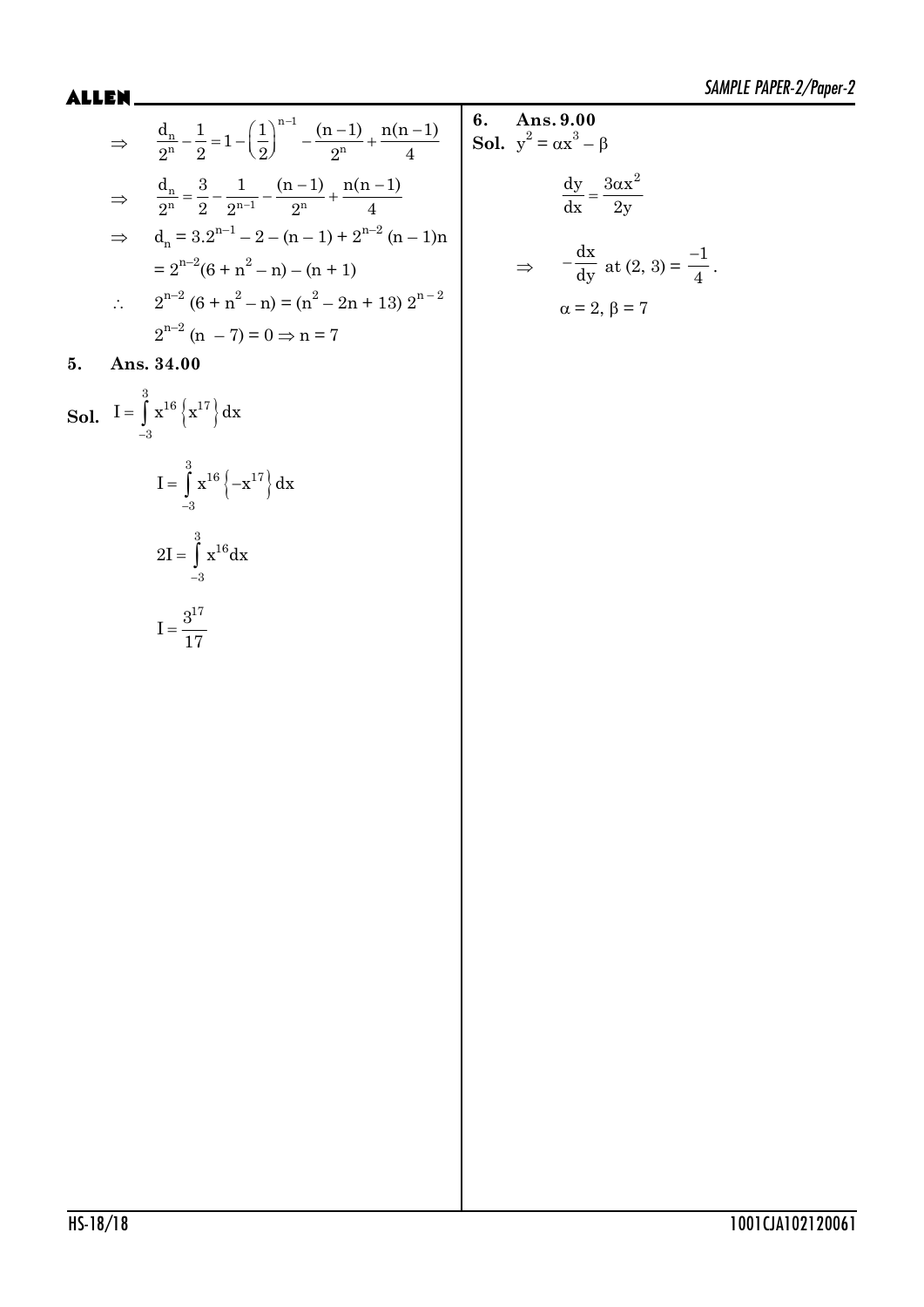$$\Rightarrow \quad \frac{d_n}{2^n} - \frac{1}{2} = 1 - \left(\frac{1}{2}\right)^{n-1} - \frac{(n-1)}{2^n} + \frac{n(n-1)}{4}$$

$$\Rightarrow \quad \frac{d_n}{2^n} = \frac{3}{2} - \frac{1}{2^{n-1}} - \frac{(n-1)}{2^n} + \frac{n(n-1)}{4}$$

$$\Rightarrow \quad d_n = 3.2^{n-1} - 2 - (n-1) + 2^{n-2}(n-1)n$$

$$= 2^{n-2}(6 + n^2 - n) - (n+1)$$

$$\therefore \quad 2^{n-2}(6 + n^2 - n) = (n^2 - 2n + 13)\,2^{n-2}$$

$$2^{n-2}(n - 7) = 0 \Rightarrow n = 7$$

**5. Ans. 34.00**

**Sol.** $I = \int_{-3}^{3} x^{16}\left\{x^{17}\right\}dx$

$$I = \int_{-3}^{3} x^{16}\left\{-x^{17}\right\}dx$$

$$2I = \int_{-3}^{3} x^{16}dx$$

$$I = \frac{3^{17}}{17}$$

**6. Ans. 9.00**

**Sol.** $y^2 = \alpha x^3 - \beta$

$$\frac{dy}{dx} = \frac{3\alpha x^2}{2y}$$

$$\Rightarrow \quad -\frac{dx}{dy} \text{ at } (2, 3) = \frac{-1}{4}.$$

$$\alpha = 2, \beta = 7$$